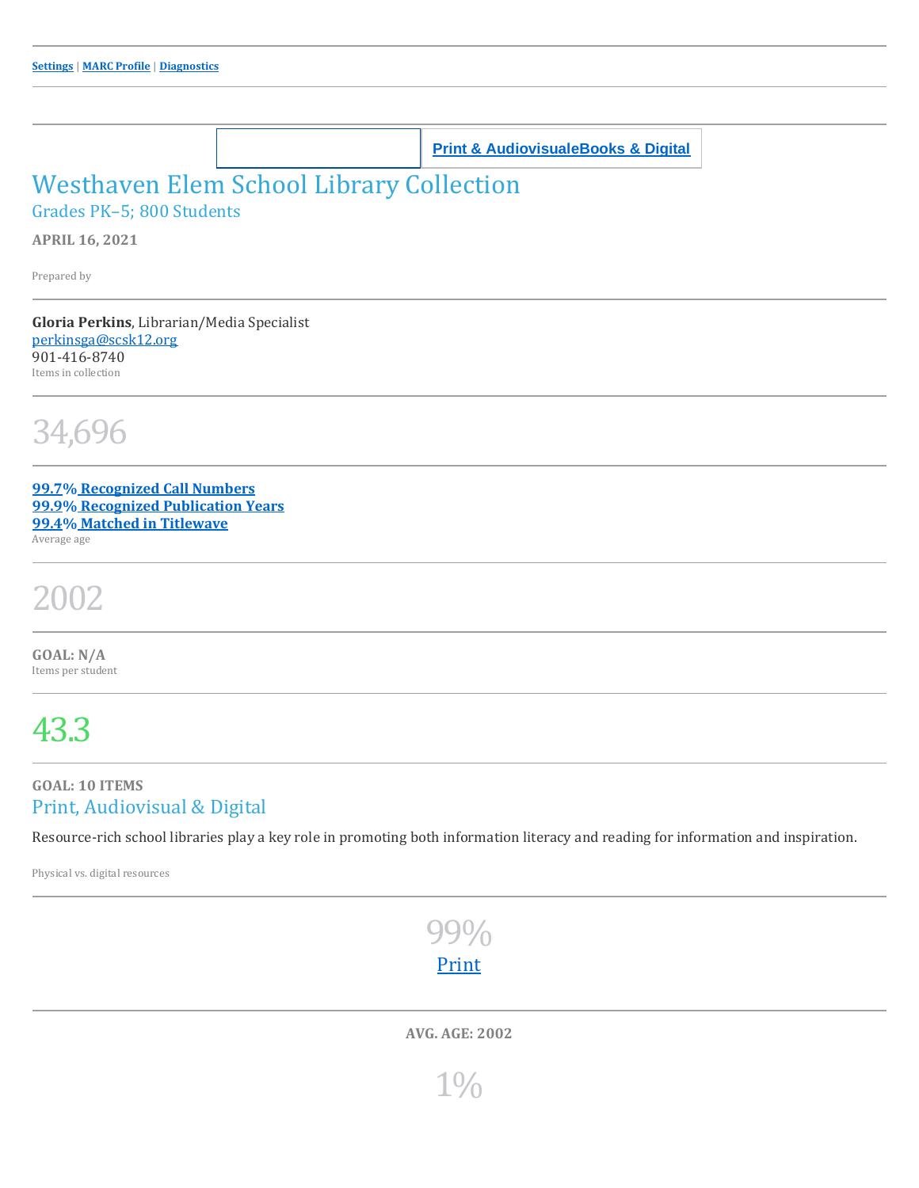**Settings** | **MARC Profile** | **Diagnostics**

| | Print & AudiovisualeBooks & Digital |
|---|---|

# Westhaven Elem School Library Collection

## Grades PK–5; 800 Students

**APRIL 16, 2021**

Prepared by

**Gloria Perkins**, Librarian/Media Specialist
perkinsga@scsk12.org
901-416-8740
Items in collection

34,696

**99.7% Recognized Call Numbers**
**99.9% Recognized Publication Years**
**99.4% Matched in Titlewave**
Average age

2002

**GOAL: N/A**
Items per student

43.3

**GOAL: 10 ITEMS**

## Print, Audiovisual & Digital

Resource-rich school libraries play a key role in promoting both information literacy and reading for information and inspiration.

Physical vs. digital resources

99%
Print

**AVG. AGE: 2002**

1%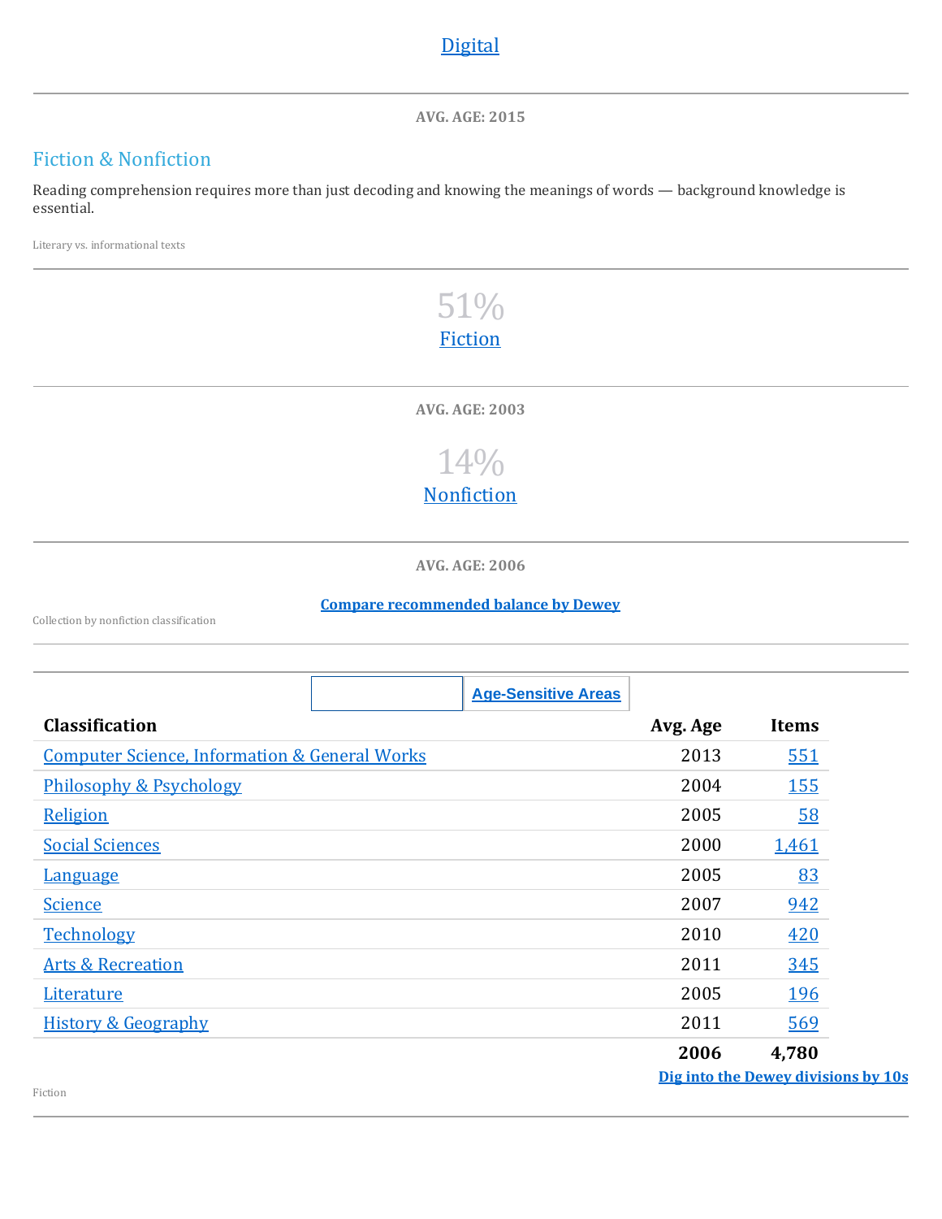Digital

**AVG. AGE: 2015**

## Fiction & Nonfiction

Reading comprehension requires more than just decoding and knowing the meanings of words — background knowledge is essential.

Literary vs. informational texts

51%

Fiction

**AVG. AGE: 2003**

14%

Nonfiction

**AVG. AGE: 2006**

**Compare recommended balance by Dewey**

Collection by nonfiction classification

**Age-Sensitive Areas**

| Classification | Avg. Age | Items |
| --- | --- | --- |
| Computer Science, Information & General Works | 2013 | 551 |
| Philosophy & Psychology | 2004 | 155 |
| Religion | 2005 | 58 |
| Social Sciences | 2000 | 1,461 |
| Language | 2005 | 83 |
| Science | 2007 | 942 |
| Technology | 2010 | 420 |
| Arts & Recreation | 2011 | 345 |
| Literature | 2005 | 196 |
| History & Geography | 2011 | 569 |
| | **2006** | **4,780** |

**Dig into the Dewey divisions by 10s**

Fiction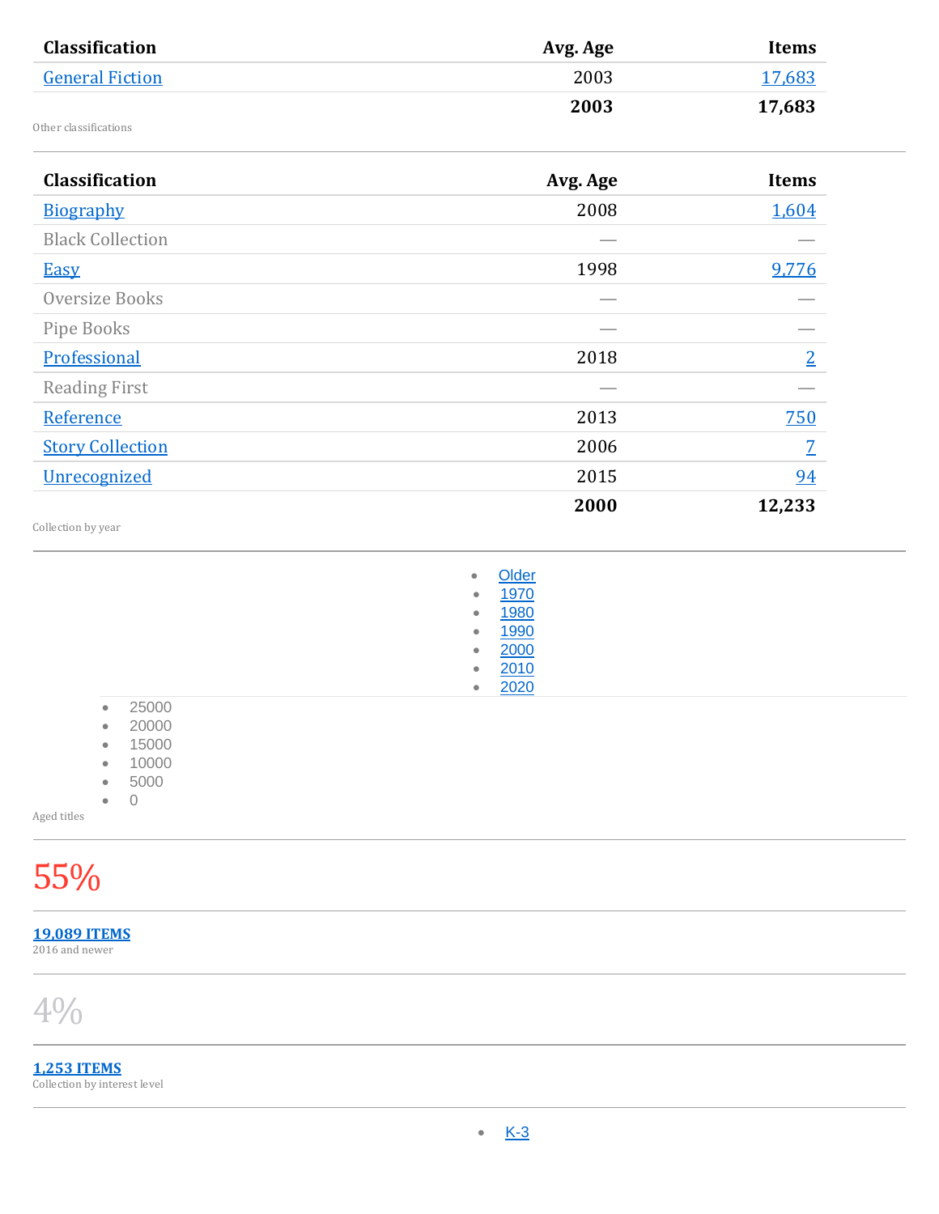| Classification | Avg. Age | Items |
|---|---|---|
| General Fiction | 2003 | 17,683 |
| | **2003** | **17,683** |

Other classifications

| Classification | Avg. Age | Items |
|---|---|---|
| Biography | 2008 | 1,604 |
| Black Collection | — | — |
| Easy | 1998 | 9,776 |
| Oversize Books | — | — |
| Pipe Books | — | — |
| Professional | 2018 | 2 |
| Reading First | — | — |
| Reference | 2013 | 750 |
| Story Collection | 2006 | 7 |
| Unrecognized | 2015 | 94 |
| | **2000** | **12,233** |

Collection by year

- Older
- 1970
- 1980
- 1990
- 2000
- 2010
- 2020

- 25000
- 20000
- 15000
- 10000
- 5000
- 0

Aged titles

55%

**19,089 ITEMS**
2016 and newer

4%

**1,253 ITEMS**
Collection by interest level

- K-3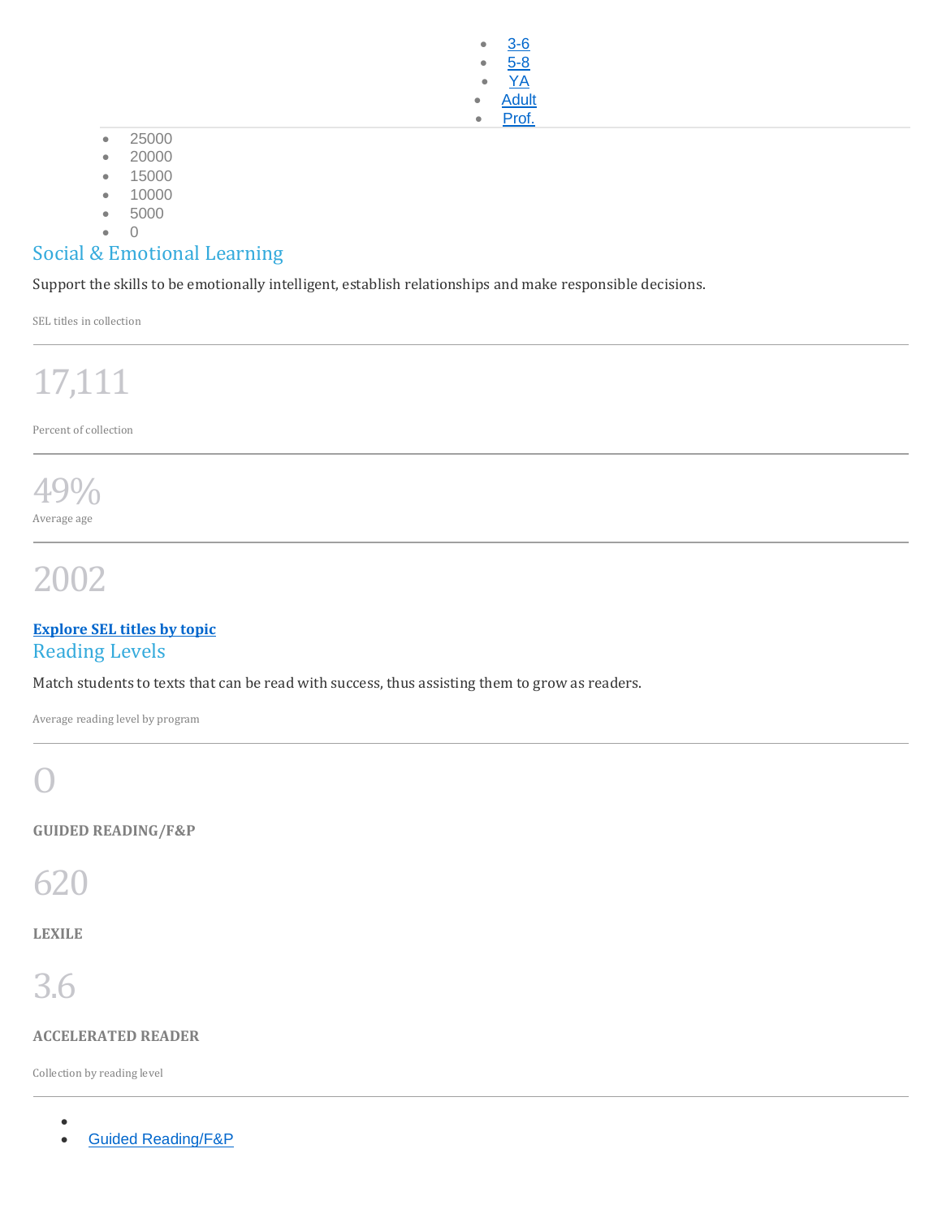- [3-6]
- [5-8]
- [YA]
- [Adult]
- [Prof.]

- 25000
- 20000
- 15000
- 10000
- 5000
- 0

## Social & Emotional Learning

Support the skills to be emotionally intelligent, establish relationships and make responsible decisions.

SEL titles in collection

17,111

Percent of collection

49%

Average age

2002

**[Explore SEL titles by topic]**

## Reading Levels

Match students to texts that can be read with success, thus assisting them to grow as readers.

Average reading level by program

O

**GUIDED READING/F&P**

620

**LEXILE**

3.6

**ACCELERATED READER**

Collection by reading level

- 
- [Guided Reading/F&P]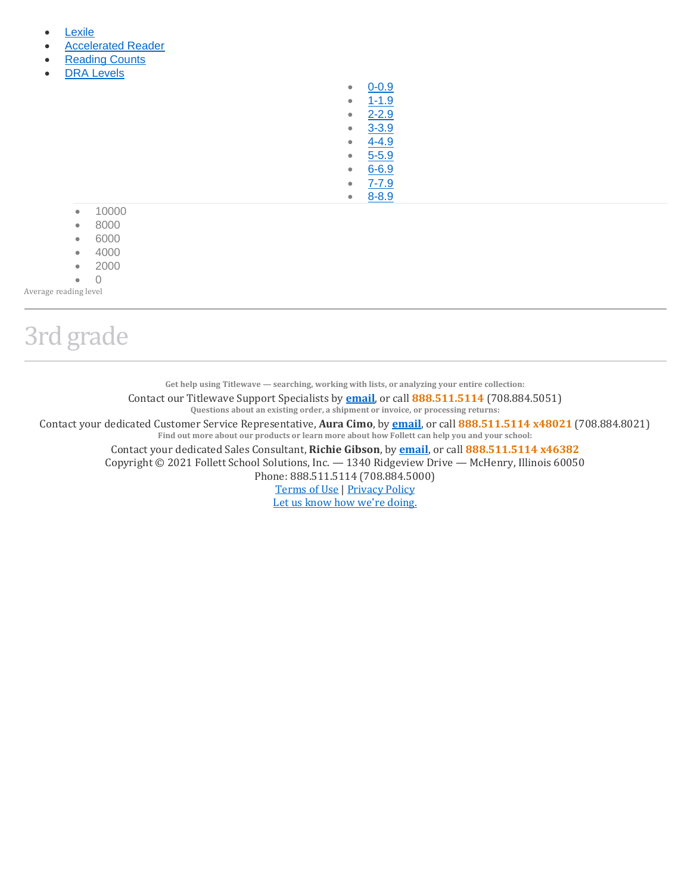- [Lexile]
- [Accelerated Reader]
- [Reading Counts]
- [DRA Levels]

- 0-0.9
- 1-1.9
- 2-2.9
- 3-3.9
- 4-4.9
- 5-5.9
- 6-6.9
- 7-7.9
- 8-8.9

- 10000
- 8000
- 6000
- 4000
- 2000
- 0

Average reading level

---

# 3rd grade

---

**Get help using Titlewave — searching, working with lists, or analyzing your entire collection:**

Contact our Titlewave Support Specialists by **email**, or call **888.511.5114** (708.884.5051)

**Questions about an existing order, a shipment or invoice, or processing returns:**

Contact your dedicated Customer Service Representative, **Aura Cimo**, by **email**, or call **888.511.5114 x48021** (708.884.8021)

**Find out more about our products or learn more about how Follett can help you and your school:**

Contact your dedicated Sales Consultant, **Richie Gibson**, by **email**, or call **888.511.5114 x46382**

Copyright © 2021 Follett School Solutions, Inc. — 1340 Ridgeview Drive — McHenry, Illinois 60050

Phone: 888.511.5114 (708.884.5000)

Terms of Use | Privacy Policy

Let us know how we're doing.